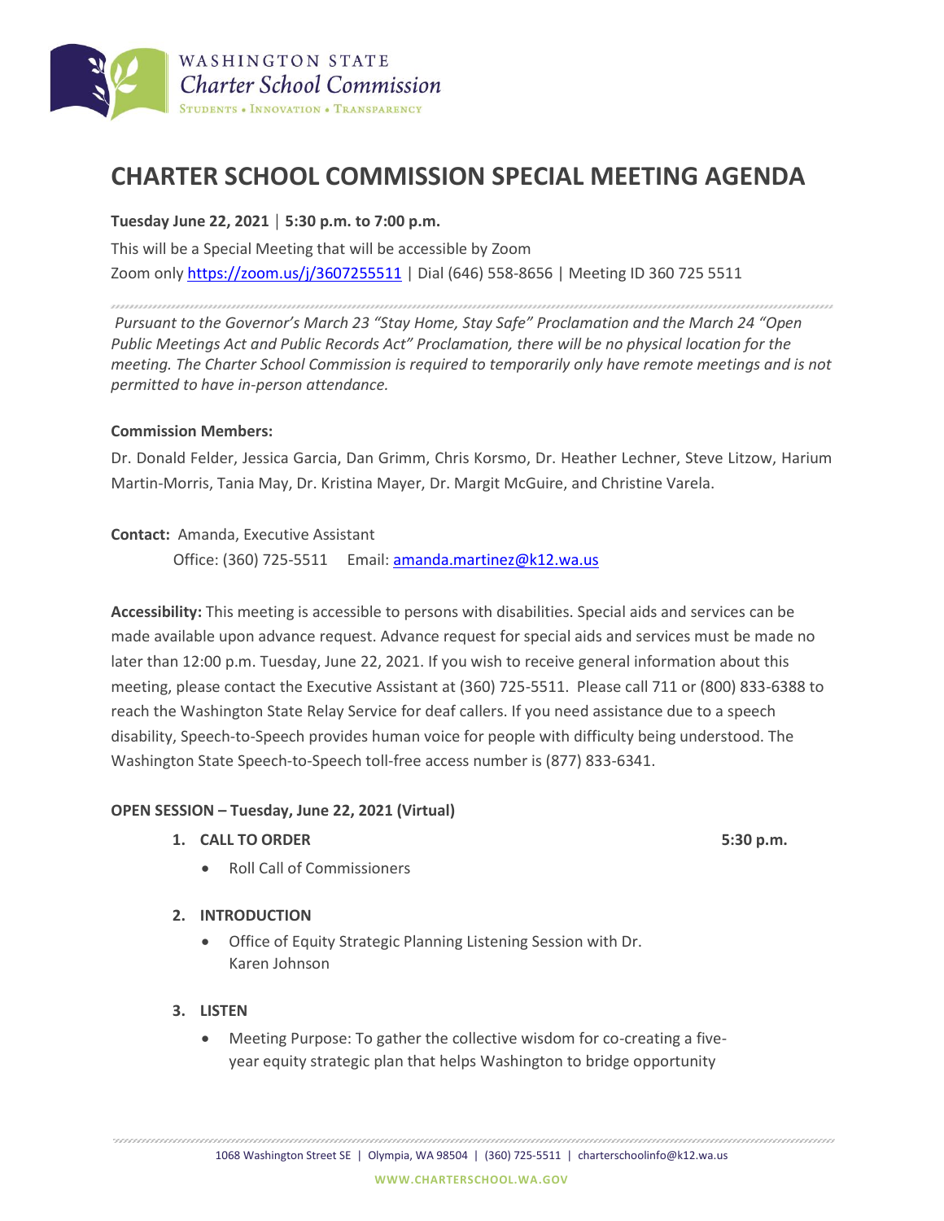WASHINGTON STATE
*Charter School Commission*
STUDENTS • INNOVATION • TRANSPARENCY

# CHARTER SCHOOL COMMISSION SPECIAL MEETING AGENDA

**Tuesday June 22, 2021** | **5:30 p.m. to 7:00 p.m.**

This will be a Special Meeting that will be accessible by Zoom
Zoom only https://zoom.us/j/3607255511 | Dial (646) 558-8656 | Meeting ID 360 725 5511

*Pursuant to the Governor's March 23 "Stay Home, Stay Safe" Proclamation and the March 24 "Open Public Meetings Act and Public Records Act" Proclamation, there will be no physical location for the meeting. The Charter School Commission is required to temporarily only have remote meetings and is not permitted to have in-person attendance.*

**Commission Members:**

Dr. Donald Felder, Jessica Garcia, Dan Grimm, Chris Korsmo, Dr. Heather Lechner, Steve Litzow, Harium Martin-Morris, Tania May, Dr. Kristina Mayer, Dr. Margit McGuire, and Christine Varela.

**Contact:** Amanda, Executive Assistant
Office: (360) 725-5511 Email: amanda.martinez@k12.wa.us

**Accessibility:** This meeting is accessible to persons with disabilities. Special aids and services can be made available upon advance request. Advance request for special aids and services must be made no later than 12:00 p.m. Tuesday, June 22, 2021. If you wish to receive general information about this meeting, please contact the Executive Assistant at (360) 725-5511. Please call 711 or (800) 833-6388 to reach the Washington State Relay Service for deaf callers. If you need assistance due to a speech disability, Speech-to-Speech provides human voice for people with difficulty being understood. The Washington State Speech-to-Speech toll-free access number is (877) 833-6341.

**OPEN SESSION – Tuesday, June 22, 2021 (Virtual)**

1. **CALL TO ORDER** **5:30 p.m.**
   - Roll Call of Commissioners

2. **INTRODUCTION**
   - Office of Equity Strategic Planning Listening Session with Dr. Karen Johnson

3. **LISTEN**
   - Meeting Purpose: To gather the collective wisdom for co-creating a five-year equity strategic plan that helps Washington to bridge opportunity

1068 Washington Street SE | Olympia, WA 98504 | (360) 725-5511 | charterschoolinfo@k12.wa.us

WWW.CHARTERSCHOOL.WA.GOV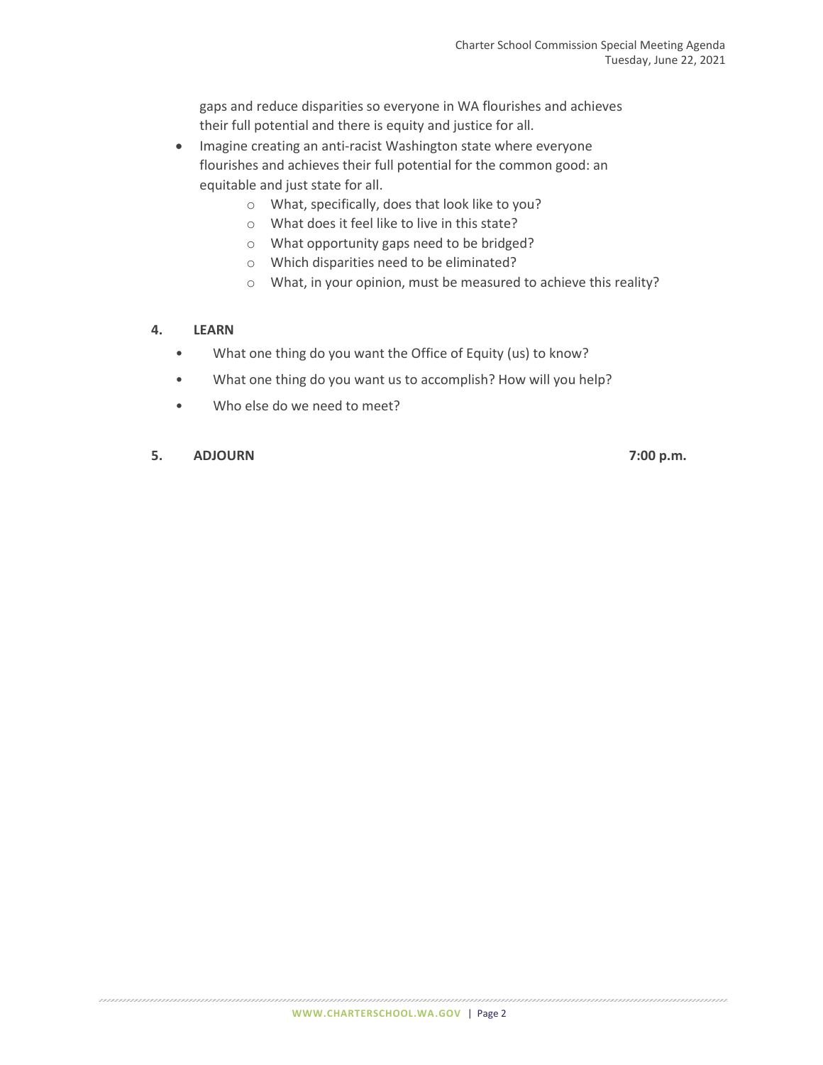gaps and reduce disparities so everyone in WA flourishes and achieves their full potential and there is equity and justice for all.

- Imagine creating an anti-racist Washington state where everyone flourishes and achieves their full potential for the common good: an equitable and just state for all.
  - What, specifically, does that look like to you?
  - What does it feel like to live in this state?
  - What opportunity gaps need to be bridged?
  - Which disparities need to be eliminated?
  - What, in your opinion, must be measured to achieve this reality?

**4. LEARN**

- What one thing do you want the Office of Equity (us) to know?
- What one thing do you want us to accomplish? How will you help?
- Who else do we need to meet?

**5. ADJOURN** **7:00 p.m.**